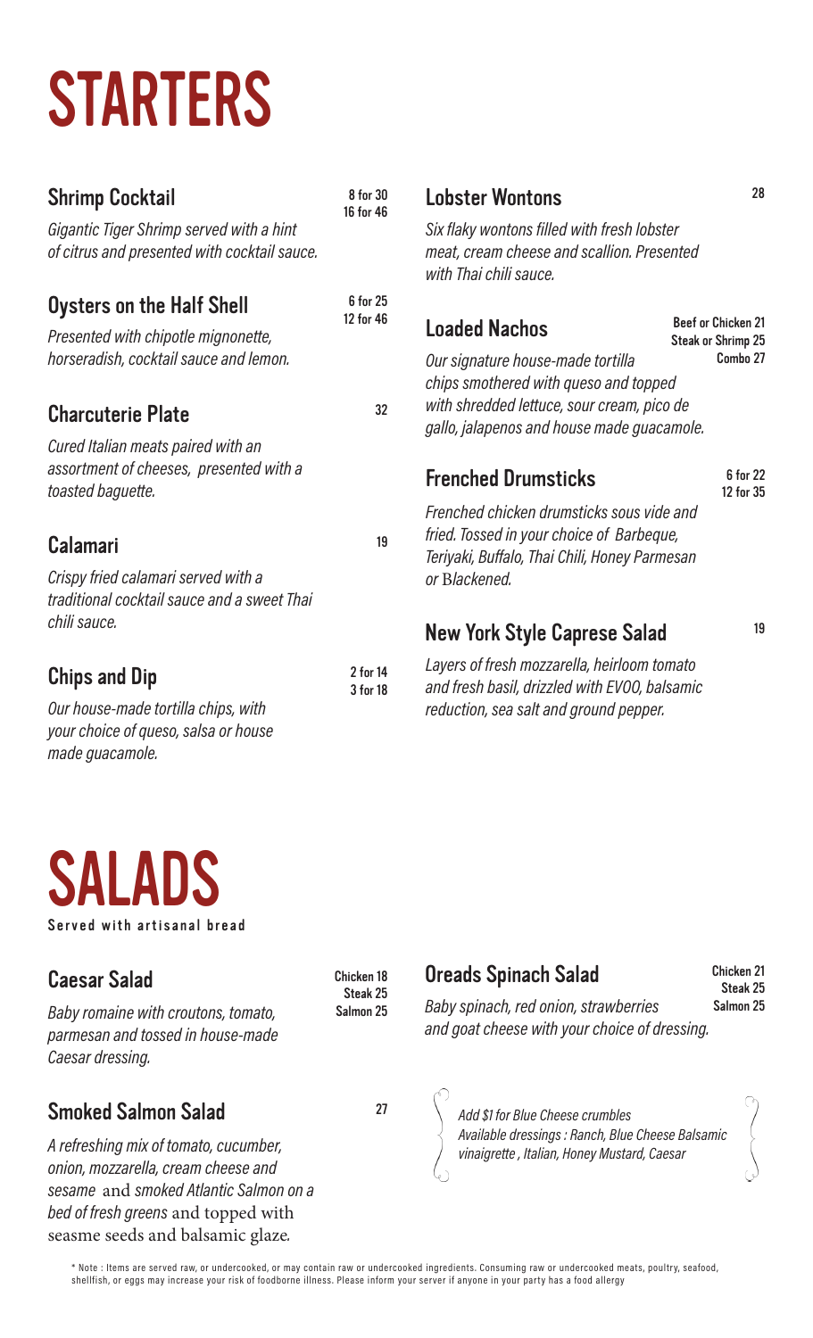# STARTERS

## Shrimp Cocktail

8 for 30
16 for 46

*Gigantic Tiger Shrimp served with a hint of citrus and presented with cocktail sauce.*

## Oysters on the Half Shell

6 for 25
12 for 46

*Presented with chipotle mignonette, horseradish, cocktail sauce and lemon.*

## Charcuterie Plate

32

*Cured Italian meats paired with an assortment of cheeses, presented with a toasted baguette.*

## Calamari

19

*Crispy fried calamari served with a traditional cocktail sauce and a sweet Thai chili sauce.*

## Chips and Dip

2 for 14
3 for 18

*Our house-made tortilla chips, with your choice of queso, salsa or house made guacamole.*

## Lobster Wontons

28

*Six flaky wontons filled with fresh lobster meat, cream cheese and scallion. Presented with Thai chili sauce.*

## Loaded Nachos

Beef or Chicken 21
Steak or Shrimp 25
Combo 27

*Our signature house-made tortilla chips smothered with queso and topped with shredded lettuce, sour cream, pico de gallo, jalapenos and house made guacamole.*

## Frenched Drumsticks

6 for 22
12 for 35

*Frenched chicken drumsticks sous vide and fried. Tossed in your choice of Barbeque, Teriyaki, Buffalo, Thai Chili, Honey Parmesan or Blackened.*

## New York Style Caprese Salad

19

*Layers of fresh mozzarella, heirloom tomato and fresh basil, drizzled with EVOO, balsamic reduction, sea salt and ground pepper.*

# SALADS

**Served with artisanal bread**

## Caesar Salad

Chicken 18
Steak 25
Salmon 25

*Baby romaine with croutons, tomato, parmesan and tossed in house-made Caesar dressing.*

## Smoked Salmon Salad

27

*A refreshing mix of tomato, cucumber, onion, mozzarella, cream cheese and sesame* and *smoked Atlantic Salmon on a bed of fresh greens* and topped with seasme seeds and balsamic glaze.

## Oreads Spinach Salad

Chicken 21
Steak 25
Salmon 25

*Baby spinach, red onion, strawberries and goat cheese with your choice of dressing.*

*Add $1 for Blue Cheese crumbles*
*Available dressings : Ranch, Blue Cheese Balsamic vinaigrette , Italian, Honey Mustard, Caesar*

* Note : Items are served raw, or undercooked, or may contain raw or undercooked ingredients. Consuming raw or undercooked meats, poultry, seafood, shellfish, or eggs may increase your risk of foodborne illness. Please inform your server if anyone in your party has a food allergy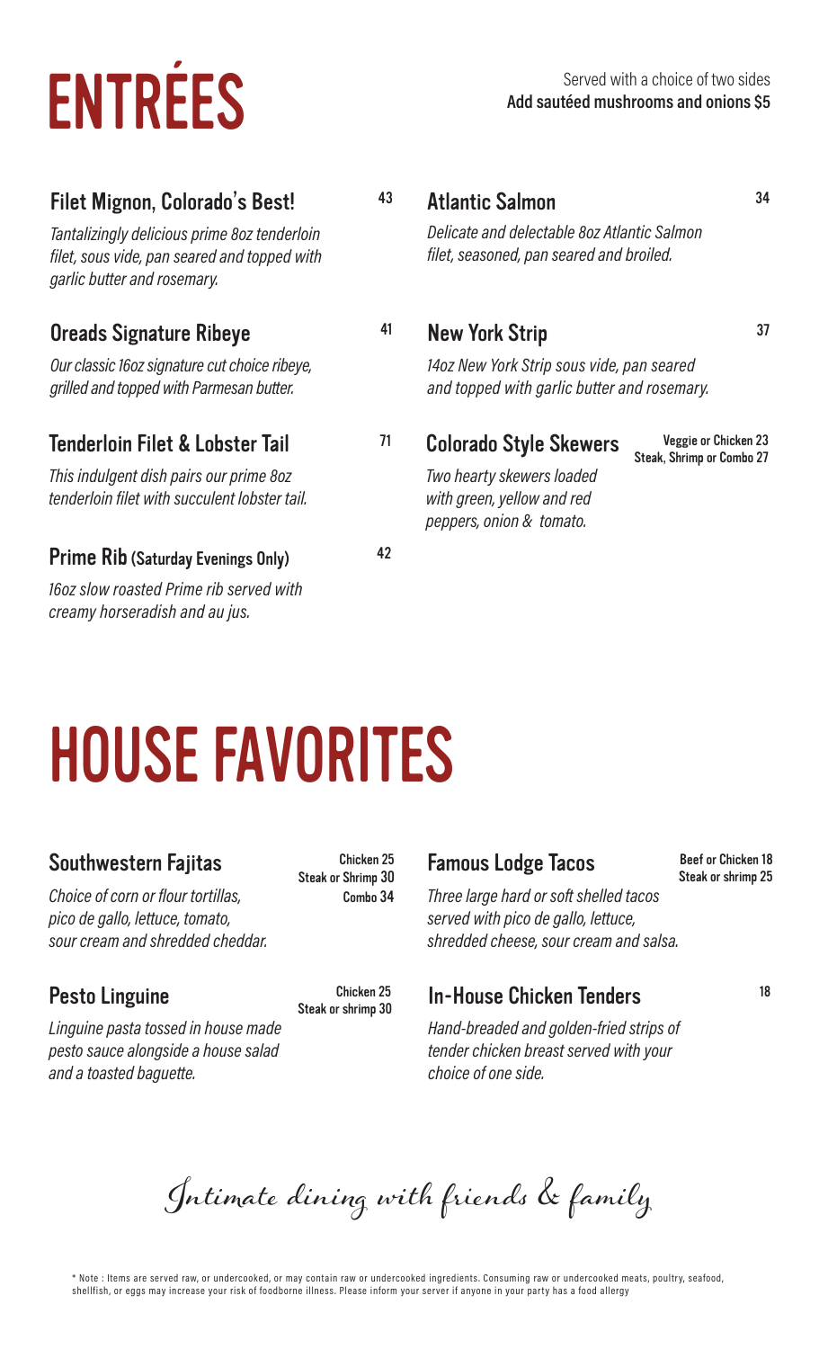# ENTRÉES

Served with a choice of two sides
**Add sautéed mushrooms and onions $5**

### Filet Mignon, Colorado's Best! 43

*Tantalizingly delicious prime 8oz tenderloin filet, sous vide, pan seared and topped with garlic butter and rosemary.*

### Oreads Signature Ribeye 41

*Our classic 16oz signature cut choice ribeye, grilled and topped with Parmesan butter.*

### Tenderloin Filet & Lobster Tail 71

*This indulgent dish pairs our prime 8oz tenderloin filet with succulent lobster tail.*

### Prime Rib (Saturday Evenings Only) 42

*16oz slow roasted Prime rib served with creamy horseradish and au jus.*

### Atlantic Salmon 34

*Delicate and delectable 8oz Atlantic Salmon filet, seasoned, pan seared and broiled.*

### New York Strip 37

*14oz New York Strip sous vide, pan seared and topped with garlic butter and rosemary.*

### Colorado Style Skewers

Veggie or Chicken 23
Steak, Shrimp or Combo 27

*Two hearty skewers loaded with green, yellow and red peppers, onion & tomato.*

# HOUSE FAVORITES

### Southwestern Fajitas

Chicken 25
Steak or Shrimp 30
Combo 34

*Choice of corn or flour tortillas, pico de gallo, lettuce, tomato, sour cream and shredded cheddar.*

### Pesto Linguine

Chicken 25
Steak or shrimp 30

*Linguine pasta tossed in house made pesto sauce alongside a house salad and a toasted baguette.*

### Famous Lodge Tacos

Beef or Chicken 18
Steak or shrimp 25

*Three large hard or soft shelled tacos served with pico de gallo, lettuce, shredded cheese, sour cream and salsa.*

### In-House Chicken Tenders 18

*Hand-breaded and golden-fried strips of tender chicken breast served with your choice of one side.*

*Intimate dining with friends & family*

* Note : Items are served raw, or undercooked, or may contain raw or undercooked ingredients. Consuming raw or undercooked meats, poultry, seafood, shellfish, or eggs may increase your risk of foodborne illness. Please inform your server if anyone in your party has a food allergy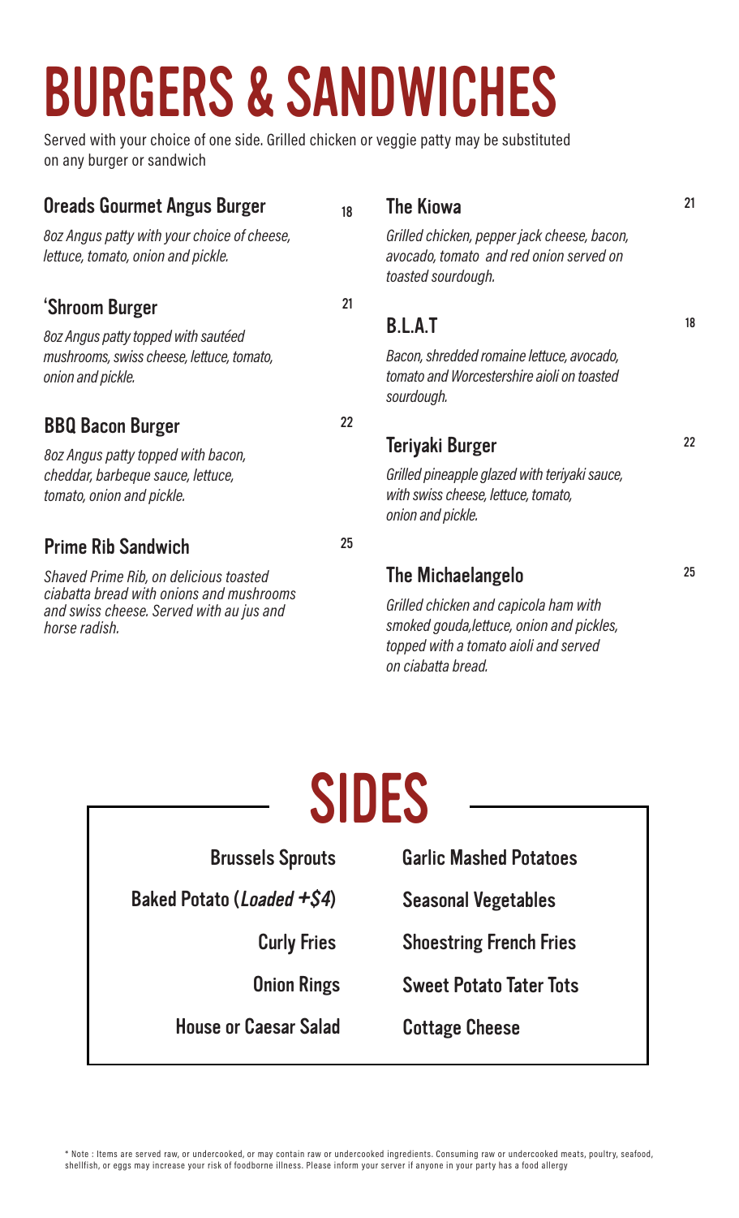# BURGERS & SANDWICHES

Served with your choice of one side. Grilled chicken or veggie patty may be substituted on any burger or sandwich

### Oreads Gourmet Angus Burger 18

*8oz Angus patty with your choice of cheese, lettuce, tomato, onion and pickle.*

### 'Shroom Burger 21

*8oz Angus patty topped with sautéed mushrooms, swiss cheese, lettuce, tomato, onion and pickle.*

### BBQ Bacon Burger 22

*8oz Angus patty topped with bacon, cheddar, barbeque sauce, lettuce, tomato, onion and pickle.*

### Prime Rib Sandwich 25

*Shaved Prime Rib, on delicious toasted ciabatta bread with onions and mushrooms and swiss cheese. Served with au jus and horse radish.*

### The Kiowa 21

*Grilled chicken, pepper jack cheese, bacon, avocado, tomato and red onion served on toasted sourdough.*

### B.L.A.T 18

*Bacon, shredded romaine lettuce, avocado, tomato and Worcestershire aioli on toasted sourdough.*

### Teriyaki Burger 22

*Grilled pineapple glazed with teriyaki sauce, with swiss cheese, lettuce, tomato, onion and pickle.*

### The Michaelangelo 25

*Grilled chicken and capicola ham with smoked gouda,lettuce, onion and pickles, topped with a tomato aioli and served on ciabatta bread.*

# SIDES

- Brussels Sprouts
- Baked Potato (*Loaded +$4*)
- Curly Fries
- Onion Rings
- House or Caesar Salad
- Garlic Mashed Potatoes
- Seasonal Vegetables
- Shoestring French Fries
- Sweet Potato Tater Tots
- Cottage Cheese

* Note : Items are served raw, or undercooked, or may contain raw or undercooked ingredients. Consuming raw or undercooked meats, poultry, seafood, shellfish, or eggs may increase your risk of foodborne illness. Please inform your server if anyone in your party has a food allergy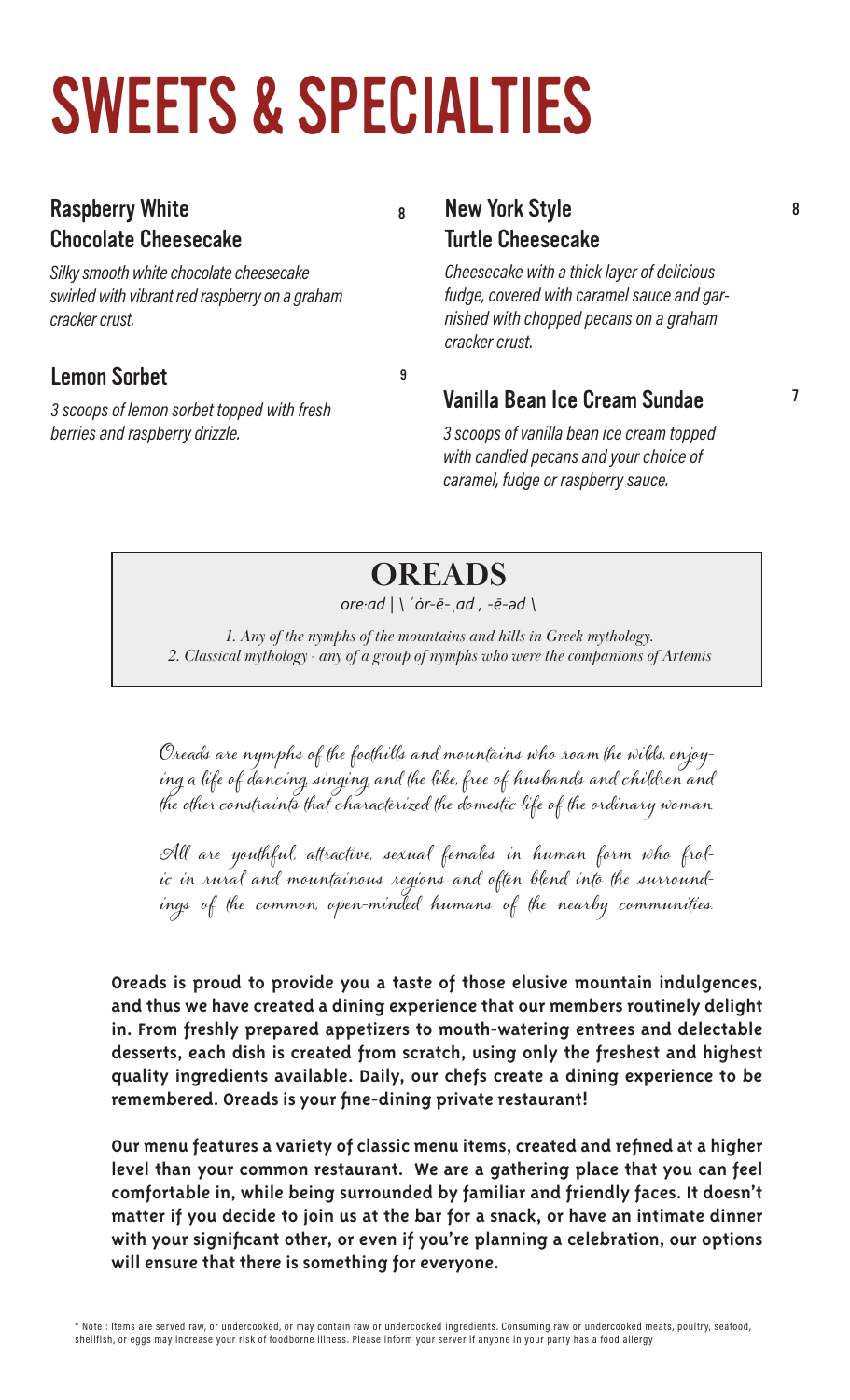# SWEETS & SPECIALTIES

### Raspberry White Chocolate Cheesecake 8

*Silky smooth white chocolate cheesecake swirled with vibrant red raspberry on a graham cracker crust.*

### Lemon Sorbet 9

*3 scoops of lemon sorbet topped with fresh berries and raspberry drizzle.*

### New York Style Turtle Cheesecake 8

*Cheesecake with a thick layer of delicious fudge, covered with caramel sauce and garnished with chopped pecans on a graham cracker crust.*

### Vanilla Bean Ice Cream Sundae 7

*3 scoops of vanilla bean ice cream topped with candied pecans and your choice of caramel, fudge or raspberry sauce.*

## OREADS

*ore·ad | \ ˈȯr-ē-ˌad , -ē-əd \*

*1. Any of the nymphs of the mountains and hills in Greek mythology.*
*2. Classical mythology - any of a group of nymphs who were the companions of Artemis*

*Oreads are nymphs of the foothills and mountains who roam the wilds, enjoying a life of dancing, singing, and the like, free of husbands and children and the other constraints that characterized the domestic life of the ordinary woman.*

*All are youthful, attractive, sexual females in human form who frolic in rural and mountainous regions and often blend into the surroundings of the common, open-minded humans of the nearby communities.*

**Oreads is proud to provide you a taste of those elusive mountain indulgences, and thus we have created a dining experience that our members routinely delight in. From freshly prepared appetizers to mouth-watering entrees and delectable desserts, each dish is created from scratch, using only the freshest and highest quality ingredients available. Daily, our chefs create a dining experience to be remembered. Oreads is your fine-dining private restaurant!**

**Our menu features a variety of classic menu items, created and refined at a higher level than your common restaurant. We are a gathering place that you can feel comfortable in, while being surrounded by familiar and friendly faces. It doesn't matter if you decide to join us at the bar for a snack, or have an intimate dinner with your significant other, or even if you're planning a celebration, our options will ensure that there is something for everyone.**

* Note : Items are served raw, or undercooked, or may contain raw or undercooked ingredients. Consuming raw or undercooked meats, poultry, seafood, shellfish, or eggs may increase your risk of foodborne illness. Please inform your server if anyone in your party has a food allergy